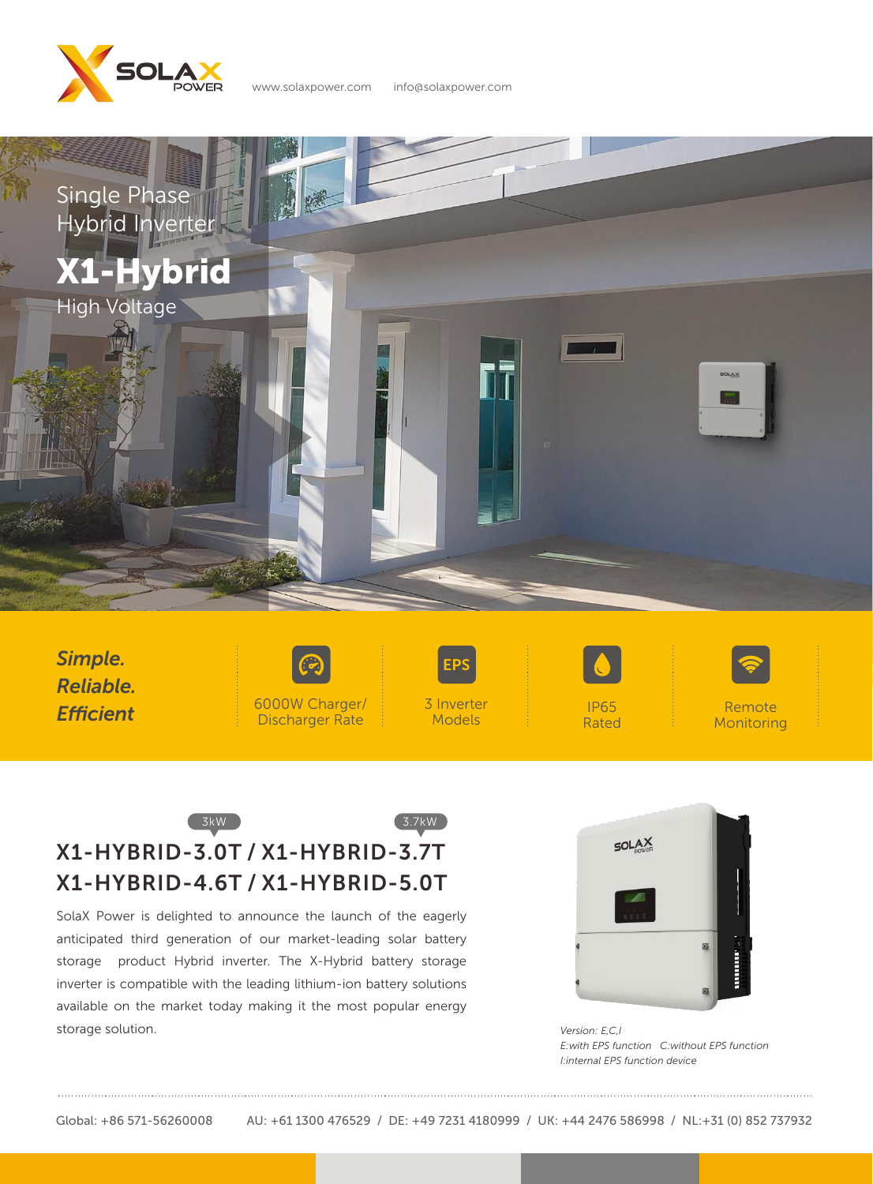www.solaxpower.com  info@solaxpower.com

Single Phase
Hybrid Inverter

# X1-Hybrid

High Voltage

***Simple. Reliable. Efficient***

6000W Charger/ Discharger Rate

EPS
3 Inverter Models

IP65 Rated

Remote Monitoring

3kW   3.7kW

## X1-HYBRID-3.0T / X1-HYBRID-3.7T
## X1-HYBRID-4.6T / X1-HYBRID-5.0T

SolaX Power is delighted to announce the launch of the eagerly anticipated third generation of our market-leading solar battery storage product Hybrid inverter. The X-Hybrid battery storage inverter is compatible with the leading lithium-ion battery solutions available on the market today making it the most popular energy storage solution.

*Version: E,C,I*
*E:with EPS function C:without EPS function*
*I:internal EPS function device*

Global: +86 571-56260008  AU: +61 1300 476529 / DE: +49 7231 4180999 / UK: +44 2476 586998 / NL:+31 (0) 852 737932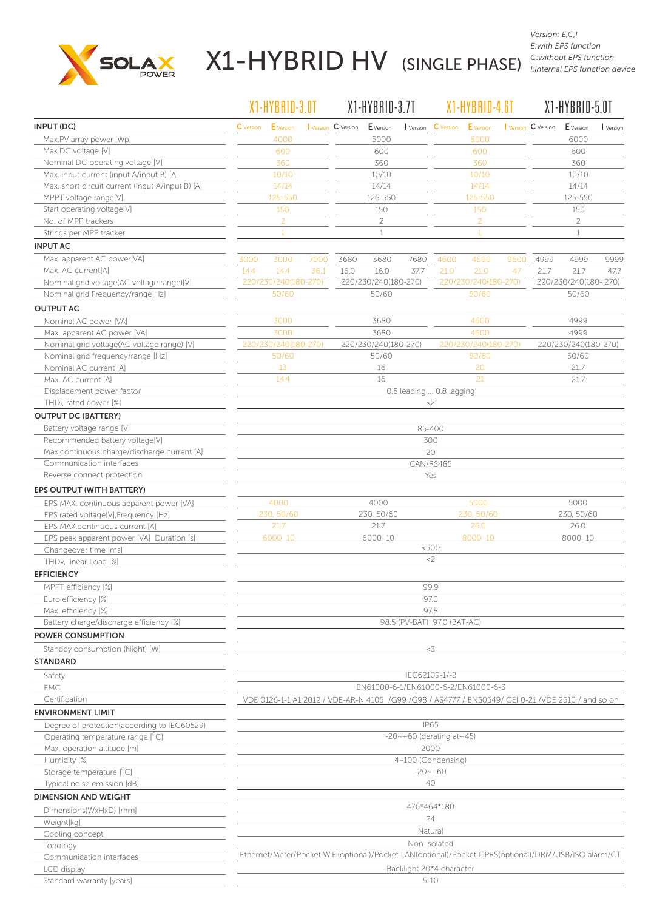# X1-HYBRID HV (SINGLE PHASE)

*Version: E,C,I*
*E:with EPS function*
*C:without EPS function*
*I:internal EPS function device*

| | X1-HYBRID-3.0T | | | X1-HYBRID-3.7T | | | X1-HYBRID-4.6T | | | X1-HYBRID-5.0T | | |
|---|---|---|---|---|---|---|---|---|---|---|---|---|
| **INPUT (DC)** | C Version | E Version | I Version | C Version | E Version | I Version | C Version | E Version | I Version | C Version | E Version | I Version |
| Max.PV array power [Wp] | 4000 | | | 5000 | | | 6000 | | | 6000 | | |
| Max.DC voltage [V] | 600 | | | 600 | | | 600 | | | 600 | | |
| Nominal DC operating voltage [V] | 360 | | | 360 | | | 360 | | | 360 | | |
| Max. input current (input A/input B) [A] | 10/10 | | | 10/10 | | | 10/10 | | | 10/10 | | |
| Max. short circuit current (input A/input B) [A] | 14/14 | | | 14/14 | | | 14/14 | | | 14/14 | | |
| MPPT voltage range[V] | 125-550 | | | 125-550 | | | 125-550 | | | 125-550 | | |
| Start operating voltage[V] | 150 | | | 150 | | | 150 | | | 150 | | |
| No. of MPP trackers | 2 | | | 2 | | | 2 | | | 2 | | |
| Strings per MPP tracker | 1 | | | 1 | | | 1 | | | 1 | | |
| **INPUT AC** | | | | | | | | | | | | |
| Max. apparent AC power[VA] | 3000 | 3000 | 7000 | 3680 | 3680 | 7680 | 4600 | 4600 | 9600 | 4999 | 4999 | 9999 |
| Max. AC current[A] | 14.4 | 14.4 | 36.1 | 16.0 | 16.0 | 37.7 | 21.0 | 21.0 | 47 | 21.7 | 21.7 | 47.7 |
| Nominal grid voltage(AC voltage range)[V] | 220/230/240(180-270) | | | 220/230/240(180-270) | | | 220/230/240(180-270) | | | 220/230/240(180- 270) | | |
| Nominal grid Frequency/range[Hz] | 50/60 | | | 50/60 | | | 50/60 | | | 50/60 | | |
| **OUTPUT AC** | | | | | | | | | | | | |
| Nominal AC power [VA] | 3000 | | | 3680 | | | 4600 | | | 4999 | | |
| Max. apparent AC power [VA] | 3000 | | | 3680 | | | 4600 | | | 4999 | | |
| Nominal grid voltage(AC voltage range) [V] | 220/230/240(180-270) | | | 220/230/240(180-270) | | | 220/230/240(180-270) | | | 220/230/240(180-270) | | |
| Nominal grid frequency/range [Hz] | 50/60 | | | 50/60 | | | 50/60 | | | 50/60 | | |
| Nominal AC current [A] | 13 | | | 16 | | | 20 | | | 21.7 | | |
| Max. AC current [A] | 14.4 | | | 16 | | | 21 | | | 21.7 | | |
| Displacement power factor | 0.8 leading ... 0.8 lagging | | | | | | | | | | | |
| THDi, rated power [%] | <2 | | | | | | | | | | | |
| **OUTPUT DC (BATTERY)** | | | | | | | | | | | | |
| Battery voltage range [V] | 85-400 | | | | | | | | | | | |
| Recommended battery voltage[V] | 300 | | | | | | | | | | | |
| Max.continuous charge/discharge current [A] | 20 | | | | | | | | | | | |
| Communication interfaces | CAN/RS485 | | | | | | | | | | | |
| Reverse connect protection | Yes | | | | | | | | | | | |
| **EPS OUTPUT (WITH BATTERY)** | | | | | | | | | | | | |
| EPS MAX. continuous apparent power [VA] | 4000 | | | 4000 | | | 5000 | | | 5000 | | |
| EPS rated voltage[V],Frequency [Hz] | 230, 50/60 | | | 230, 50/60 | | | 230, 50/60 | | | 230, 50/60 | | |
| EPS MAX.continuous current [A] | 21.7 | | | 21.7 | | | 26.0 | | | 26.0 | | |
| EPS peak apparent power [VA] Duration [s] | 6000 10 | | | 6000 10 | | | 8000 10 | | | 8000 10 | | |
| Changeover time [ms] | <500 | | | | | | | | | | | |
| THDv, linear Load [%] | <2 | | | | | | | | | | | |
| **EFFICIENCY** | | | | | | | | | | | | |
| MPPT efficiency [%] | 99.9 | | | | | | | | | | | |
| Euro efficiency [%] | 97.0 | | | | | | | | | | | |
| Max. efficiency [%] | 97.8 | | | | | | | | | | | |
| Battery charge/discharge efficiency [%] | 98.5 (PV-BAT) 97.0 (BAT-AC) | | | | | | | | | | | |
| **POWER CONSUMPTION** | | | | | | | | | | | | |
| Standby consumption (Night) [W] | <3 | | | | | | | | | | | |
| **STANDARD** | | | | | | | | | | | | |
| Safety | IEC62109-1/-2 | | | | | | | | | | | |
| EMC | EN61000-6-1/EN61000-6-2/EN61000-6-3 | | | | | | | | | | | |
| Certification | VDE 0126-1-1 A1:2012 / VDE-AR-N 4105 /G99 /G98 / AS4777 / EN50549/ CEI 0-21 /VDE 2510 / and so on | | | | | | | | | | | |
| **ENVIRONMENT LIMIT** | | | | | | | | | | | | |
| Degree of protection(according to IEC60529) | IP65 | | | | | | | | | | | |
| Operating temperature range [°C] | -20~+60 (derating at+45) | | | | | | | | | | | |
| Max. operation altitude [m] | 2000 | | | | | | | | | | | |
| Humidity [%] | 4~100 (Condensing) | | | | | | | | | | | |
| Storage temperature [°C] | -20~+60 | | | | | | | | | | | |
| Typical noise emission [dB] | 40 | | | | | | | | | | | |
| **DIMENSION AND WEIGHT** | | | | | | | | | | | | |
| Dimensions(WxHxD) [mm] | 476*464*180 | | | | | | | | | | | |
| Weight[kg] | 24 | | | | | | | | | | | |
| Cooling concept | Natural | | | | | | | | | | | |
| Topology | Non-isolated | | | | | | | | | | | |
| Communication interfaces | Ethernet/Meter/Pocket WiFi(optional)/Pocket LAN(optional)/Pocket GPRS(optional)/DRM/USB/ISO alarm/CT | | | | | | | | | | | |
| LCD display | Backlight 20*4 character | | | | | | | | | | | |
| Standard warranty [years] | 5-10 | | | | | | | | | | | |